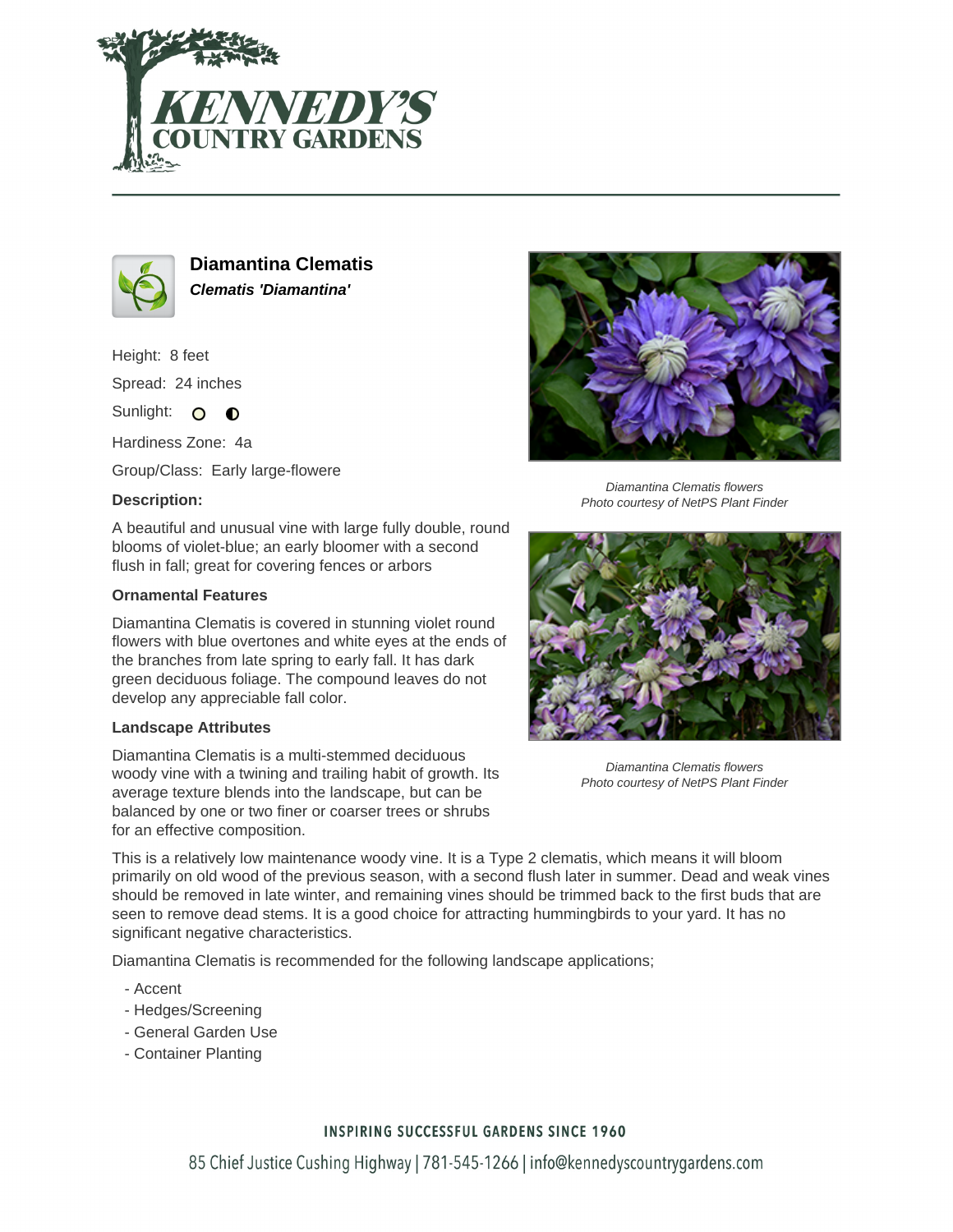# Diamantina Clematis

***Clematis 'Diamantina'***

Height: 8 feet

Spread: 24 inches

Sunlight:

Hardiness Zone: 4a

Group/Class: Early large-flowere

### Description:

A beautiful and unusual vine with large fully double, round blooms of violet-blue; an early bloomer with a second flush in fall; great for covering fences or arbors

### Ornamental Features

Diamantina Clematis is covered in stunning violet round flowers with blue overtones and white eyes at the ends of the branches from late spring to early fall. It has dark green deciduous foliage. The compound leaves do not develop any appreciable fall color.

### Landscape Attributes

Diamantina Clematis is a multi-stemmed deciduous woody vine with a twining and trailing habit of growth. Its average texture blends into the landscape, but can be balanced by one or two finer or coarser trees or shrubs for an effective composition.

This is a relatively low maintenance woody vine. It is a Type 2 clematis, which means it will bloom primarily on old wood of the previous season, with a second flush later in summer. Dead and weak vines should be removed in late winter, and remaining vines should be trimmed back to the first buds that are seen to remove dead stems. It is a good choice for attracting hummingbirds to your yard. It has no significant negative characteristics.

Diamantina Clematis is recommended for the following landscape applications;

- Accent
- Hedges/Screening
- General Garden Use
- Container Planting

*Diamantina Clematis flowers*
*Photo courtesy of NetPS Plant Finder*

*Diamantina Clematis flowers*
*Photo courtesy of NetPS Plant Finder*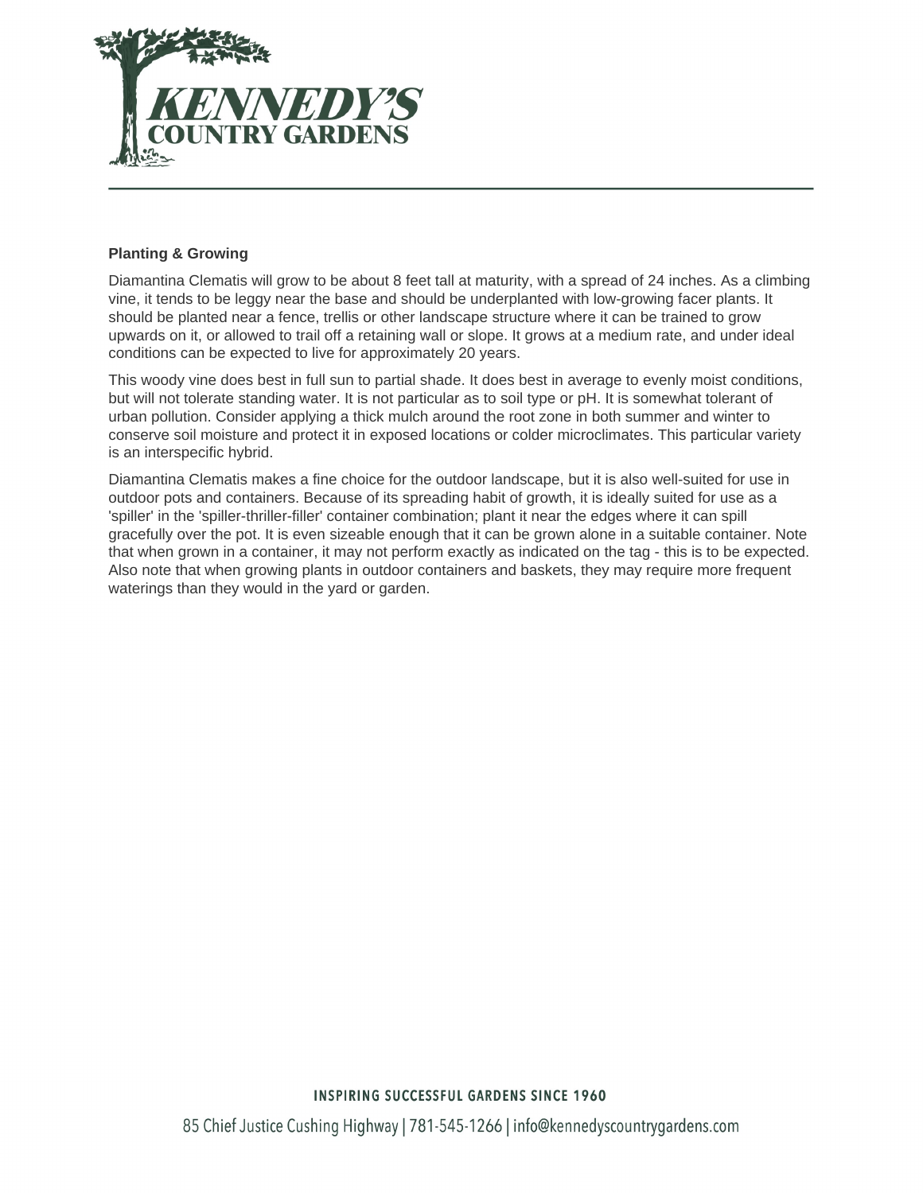**Planting & Growing**

Diamantina Clematis will grow to be about 8 feet tall at maturity, with a spread of 24 inches. As a climbing vine, it tends to be leggy near the base and should be underplanted with low-growing facer plants. It should be planted near a fence, trellis or other landscape structure where it can be trained to grow upwards on it, or allowed to trail off a retaining wall or slope. It grows at a medium rate, and under ideal conditions can be expected to live for approximately 20 years.

This woody vine does best in full sun to partial shade. It does best in average to evenly moist conditions, but will not tolerate standing water. It is not particular as to soil type or pH. It is somewhat tolerant of urban pollution. Consider applying a thick mulch around the root zone in both summer and winter to conserve soil moisture and protect it in exposed locations or colder microclimates. This particular variety is an interspecific hybrid.

Diamantina Clematis makes a fine choice for the outdoor landscape, but it is also well-suited for use in outdoor pots and containers. Because of its spreading habit of growth, it is ideally suited for use as a 'spiller' in the 'spiller-thriller-filler' container combination; plant it near the edges where it can spill gracefully over the pot. It is even sizeable enough that it can be grown alone in a suitable container. Note that when grown in a container, it may not perform exactly as indicated on the tag - this is to be expected. Also note that when growing plants in outdoor containers and baskets, they may require more frequent waterings than they would in the yard or garden.